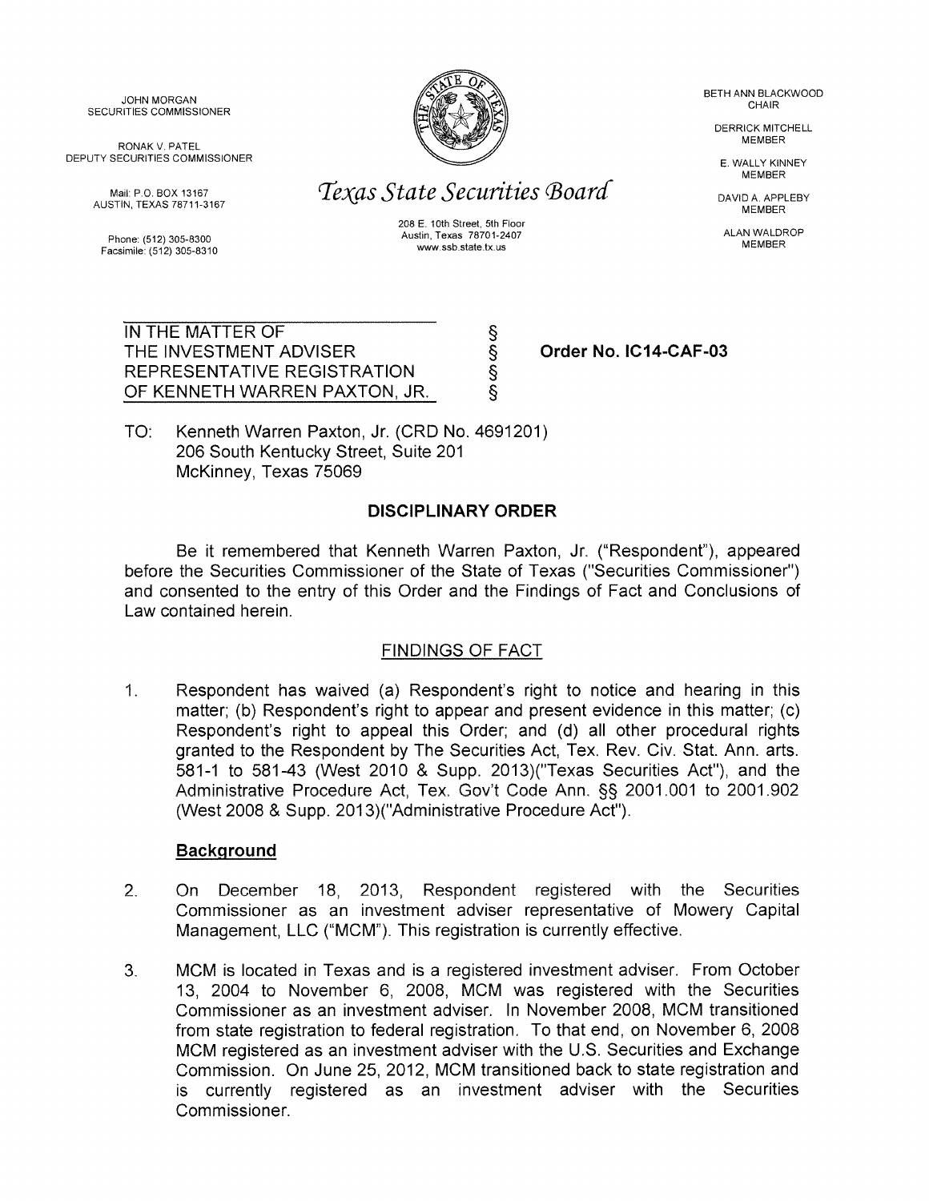JOHN MORGAN
SECURITIES COMMISSIONER

RONAK V. PATEL
DEPUTY SECURITIES COMMISSIONER

Mail: P.O. BOX 13167
AUSTIN, TEXAS 78711-3167

Phone: (512) 305-8300
Facsimile: (512) 305-8310

# *Texas State Securities Board*

208 E. 10th Street, 5th Floor
Austin, Texas 78701-2407
www.ssb.state.tx.us

BETH ANN BLACKWOOD
CHAIR

DERRICK MITCHELL
MEMBER

E. WALLY KINNEY
MEMBER

DAVID A. APPLEBY
MEMBER

ALAN WALDROP
MEMBER

IN THE MATTER OF §
THE INVESTMENT ADVISER §
REPRESENTATIVE REGISTRATION §
OF KENNETH WARREN PAXTON, JR. §

**Order No. IC14-CAF-03**

TO: Kenneth Warren Paxton, Jr. (CRD No. 4691201)
206 South Kentucky Street, Suite 201
McKinney, Texas 75069

## DISCIPLINARY ORDER

Be it remembered that Kenneth Warren Paxton, Jr. ("Respondent"), appeared before the Securities Commissioner of the State of Texas ("Securities Commissioner") and consented to the entry of this Order and the Findings of Fact and Conclusions of Law contained herein.

### FINDINGS OF FACT

1. Respondent has waived (a) Respondent's right to notice and hearing in this matter; (b) Respondent's right to appear and present evidence in this matter; (c) Respondent's right to appeal this Order; and (d) all other procedural rights granted to the Respondent by The Securities Act, Tex. Rev. Civ. Stat. Ann. arts. 581-1 to 581-43 (West 2010 & Supp. 2013)("Texas Securities Act"), and the Administrative Procedure Act, Tex. Gov't Code Ann. §§ 2001.001 to 2001.902 (West 2008 & Supp. 2013)("Administrative Procedure Act").

**Background**

2. On December 18, 2013, Respondent registered with the Securities Commissioner as an investment adviser representative of Mowery Capital Management, LLC ("MCM"). This registration is currently effective.

3. MCM is located in Texas and is a registered investment adviser. From October 13, 2004 to November 6, 2008, MCM was registered with the Securities Commissioner as an investment adviser. In November 2008, MCM transitioned from state registration to federal registration. To that end, on November 6, 2008 MCM registered as an investment adviser with the U.S. Securities and Exchange Commission. On June 25, 2012, MCM transitioned back to state registration and is currently registered as an investment adviser with the Securities Commissioner.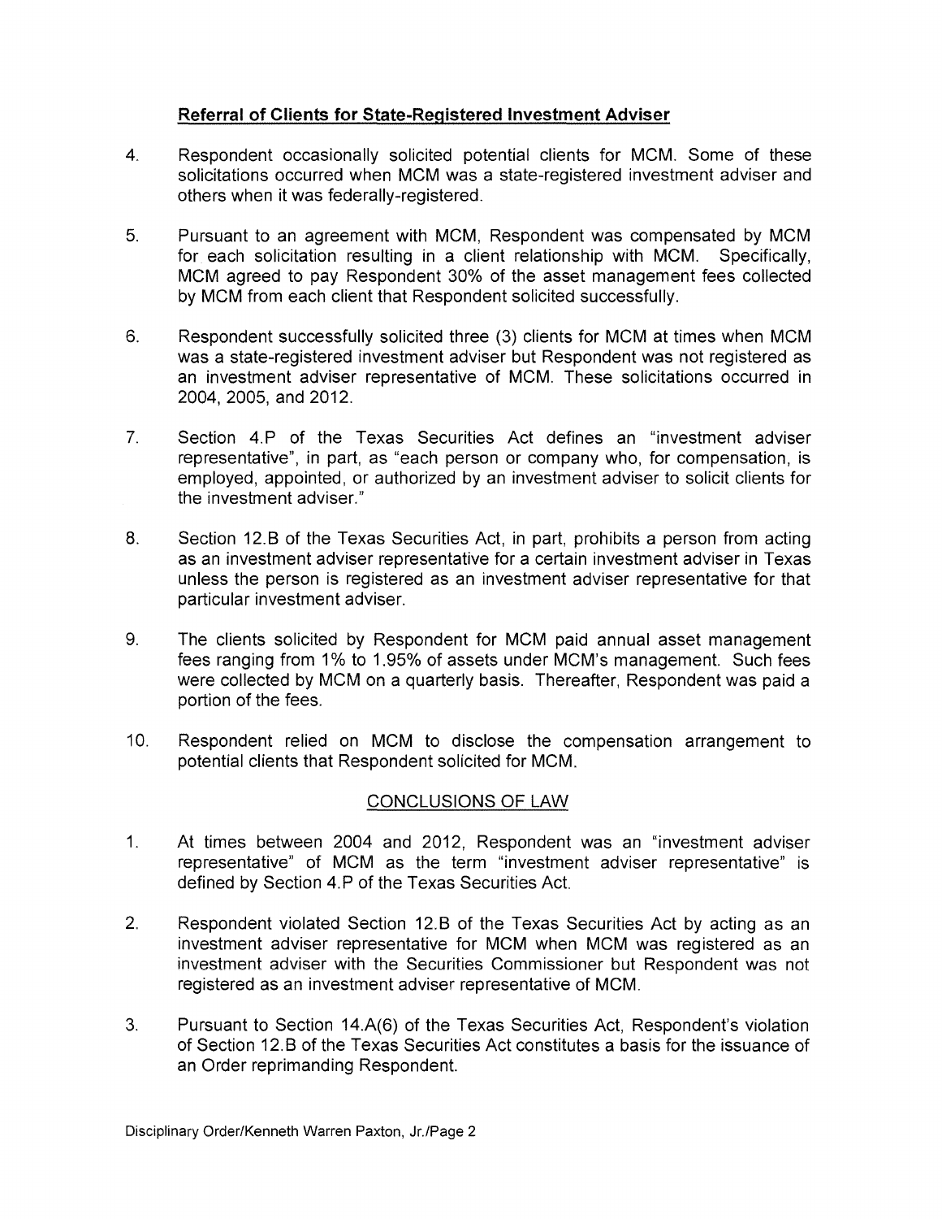**Referral of Clients for State-Registered Investment Adviser**

4. Respondent occasionally solicited potential clients for MCM. Some of these solicitations occurred when MCM was a state-registered investment adviser and others when it was federally-registered.

5. Pursuant to an agreement with MCM, Respondent was compensated by MCM for each solicitation resulting in a client relationship with MCM. Specifically, MCM agreed to pay Respondent 30% of the asset management fees collected by MCM from each client that Respondent solicited successfully.

6. Respondent successfully solicited three (3) clients for MCM at times when MCM was a state-registered investment adviser but Respondent was not registered as an investment adviser representative of MCM. These solicitations occurred in 2004, 2005, and 2012.

7. Section 4.P of the Texas Securities Act defines an "investment adviser representative", in part, as "each person or company who, for compensation, is employed, appointed, or authorized by an investment adviser to solicit clients for the investment adviser."

8. Section 12.B of the Texas Securities Act, in part, prohibits a person from acting as an investment adviser representative for a certain investment adviser in Texas unless the person is registered as an investment adviser representative for that particular investment adviser.

9. The clients solicited by Respondent for MCM paid annual asset management fees ranging from 1% to 1.95% of assets under MCM's management. Such fees were collected by MCM on a quarterly basis. Thereafter, Respondent was paid a portion of the fees.

10. Respondent relied on MCM to disclose the compensation arrangement to potential clients that Respondent solicited for MCM.

## CONCLUSIONS OF LAW

1. At times between 2004 and 2012, Respondent was an "investment adviser representative" of MCM as the term "investment adviser representative" is defined by Section 4.P of the Texas Securities Act.

2. Respondent violated Section 12.B of the Texas Securities Act by acting as an investment adviser representative for MCM when MCM was registered as an investment adviser with the Securities Commissioner but Respondent was not registered as an investment adviser representative of MCM.

3. Pursuant to Section 14.A(6) of the Texas Securities Act, Respondent's violation of Section 12.B of the Texas Securities Act constitutes a basis for the issuance of an Order reprimanding Respondent.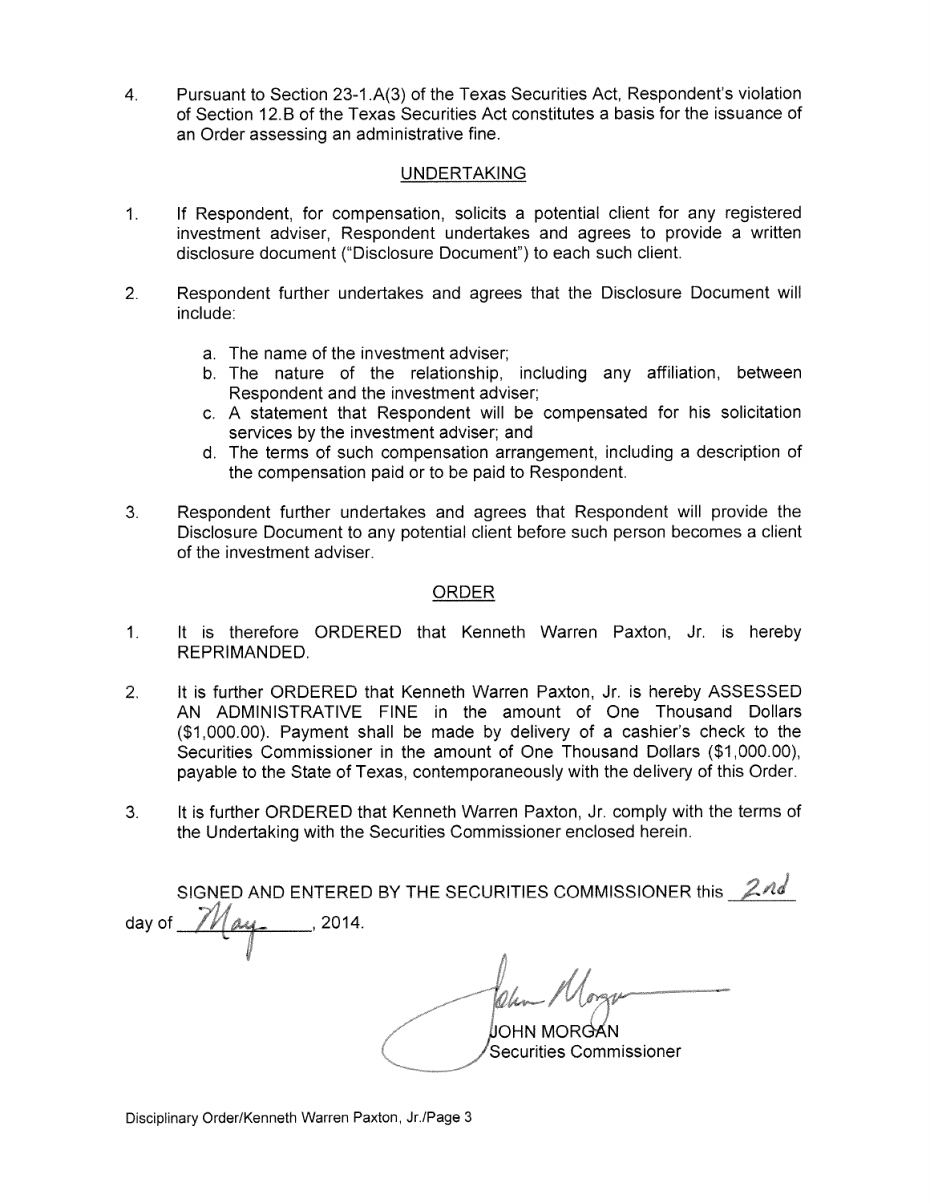4. Pursuant to Section 23-1.A(3) of the Texas Securities Act, Respondent's violation of Section 12.B of the Texas Securities Act constitutes a basis for the issuance of an Order assessing an administrative fine.

## UNDERTAKING

1. If Respondent, for compensation, solicits a potential client for any registered investment adviser, Respondent undertakes and agrees to provide a written disclosure document ("Disclosure Document") to each such client.

2. Respondent further undertakes and agrees that the Disclosure Document will include:

   a. The name of the investment adviser;
   b. The nature of the relationship, including any affiliation, between Respondent and the investment adviser;
   c. A statement that Respondent will be compensated for his solicitation services by the investment adviser; and
   d. The terms of such compensation arrangement, including a description of the compensation paid or to be paid to Respondent.

3. Respondent further undertakes and agrees that Respondent will provide the Disclosure Document to any potential client before such person becomes a client of the investment adviser.

## ORDER

1. It is therefore ORDERED that Kenneth Warren Paxton, Jr. is hereby REPRIMANDED.

2. It is further ORDERED that Kenneth Warren Paxton, Jr. is hereby ASSESSED AN ADMINISTRATIVE FINE in the amount of One Thousand Dollars ($1,000.00). Payment shall be made by delivery of a cashier's check to the Securities Commissioner in the amount of One Thousand Dollars ($1,000.00), payable to the State of Texas, contemporaneously with the delivery of this Order.

3. It is further ORDERED that Kenneth Warren Paxton, Jr. comply with the terms of the Undertaking with the Securities Commissioner enclosed herein.

SIGNED AND ENTERED BY THE SECURITIES COMMISSIONER this 2nd day of May, 2014.

JOHN MORGAN
Securities Commissioner

Disciplinary Order/Kenneth Warren Paxton, Jr./Page 3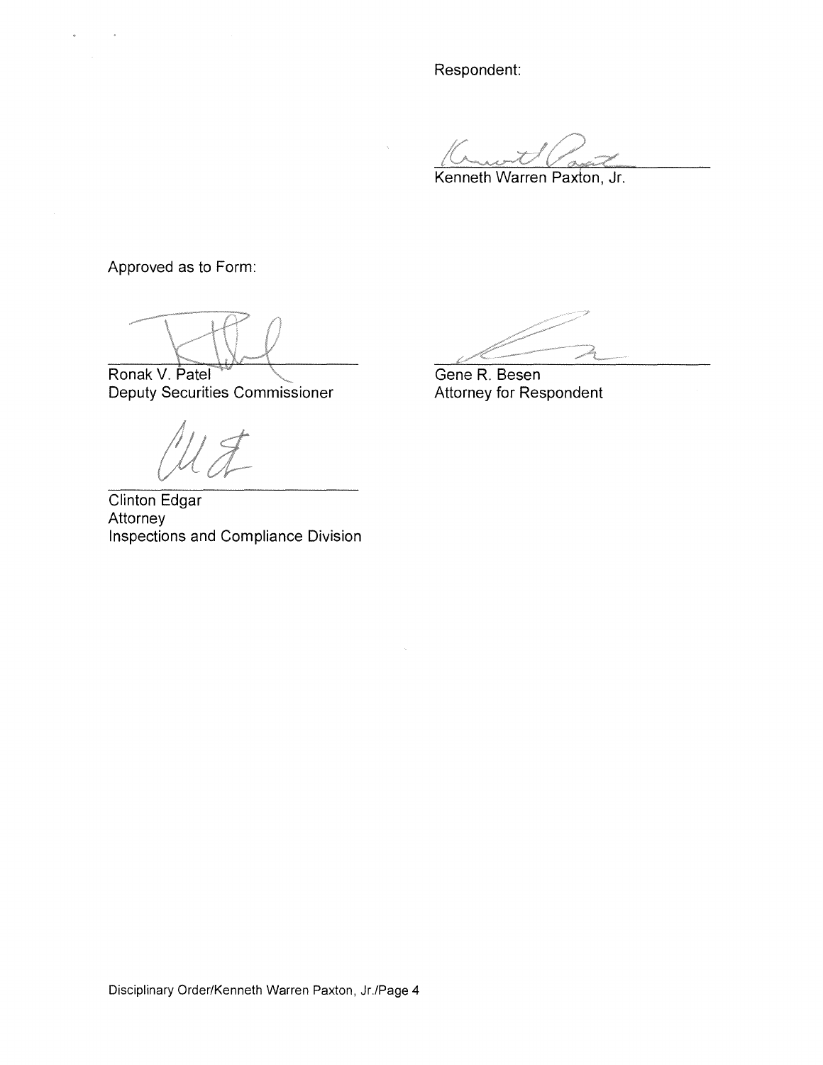Respondent:

Kenneth Warren Paxton, Jr.

Approved as to Form:

Ronak V. Patel
Deputy Securities Commissioner

Gene R. Besen
Attorney for Respondent

Clinton Edgar
Attorney
Inspections and Compliance Division

Disciplinary Order/Kenneth Warren Paxton, Jr./Page 4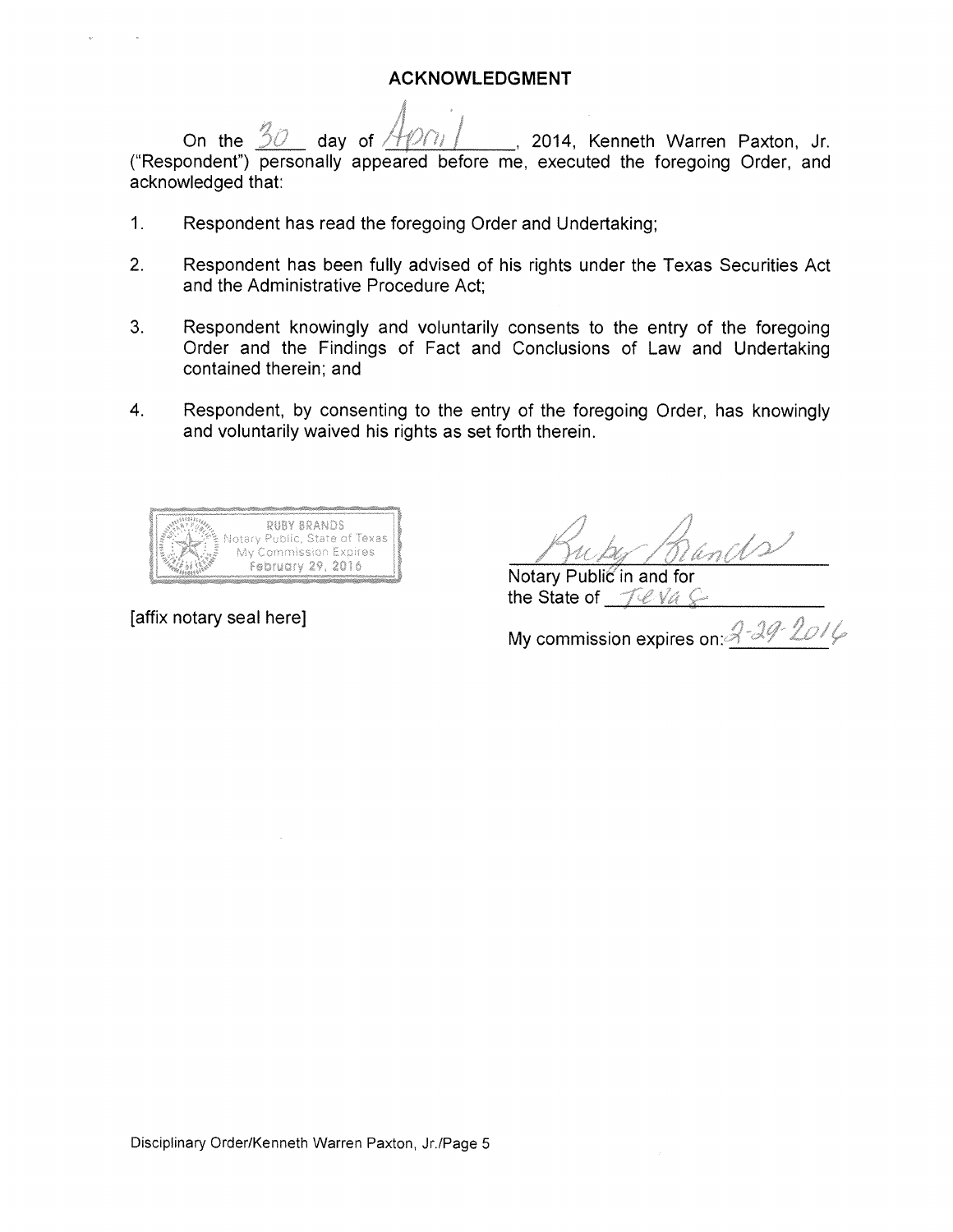## ACKNOWLEDGMENT

On the 30 day of April, 2014, Kenneth Warren Paxton, Jr. ("Respondent") personally appeared before me, executed the foregoing Order, and acknowledged that:

1. Respondent has read the foregoing Order and Undertaking;

2. Respondent has been fully advised of his rights under the Texas Securities Act and the Administrative Procedure Act;

3. Respondent knowingly and voluntarily consents to the entry of the foregoing Order and the Findings of Fact and Conclusions of Law and Undertaking contained therein; and

4. Respondent, by consenting to the entry of the foregoing Order, has knowingly and voluntarily waived his rights as set forth therein.

RUBY BRANDS
Notary Public, State of Texas
My Commission Expires
February 29, 2016

[affix notary seal here]

Ruby Brands
Notary Public in and for
the State of Texas

My commission expires on: 2-29-2016

Disciplinary Order/Kenneth Warren Paxton, Jr./Page 5